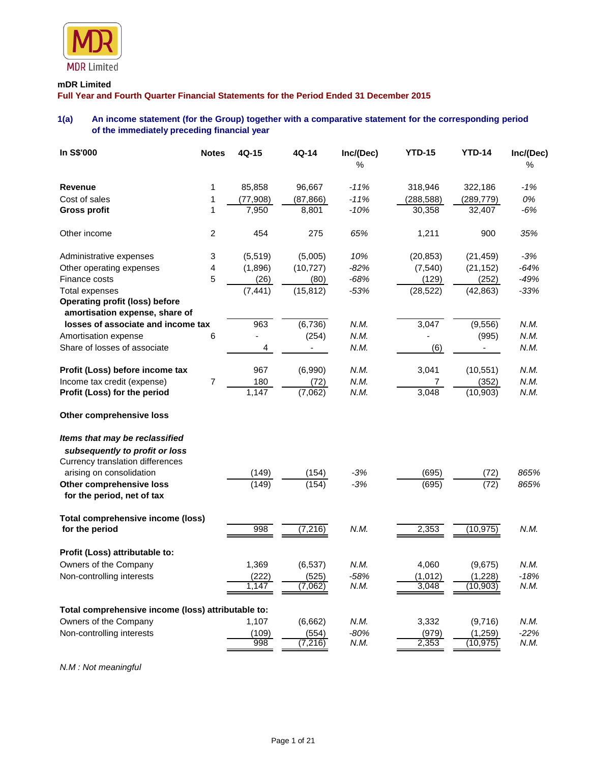MDR Limited

**mDR Limited**

**Full Year and Fourth Quarter Financial Statements for the Period Ended 31 December 2015**

### 1(a) An income statement (for the Group) together with a comparative statement for the corresponding period of the immediately preceding financial year

| In S$'000 | Notes | 4Q-15 | 4Q-14 | Inc/(Dec) % | YTD-15 | YTD-14 | Inc/(Dec) % |
|---|---|---|---|---|---|---|---|
| **Revenue** | 1 | 85,858 | 96,667 | *-11%* | 318,946 | 322,186 | *-1%* |
| Cost of sales | 1 | (77,908) | (87,866) | *-11%* | (288,588) | (289,779) | *0%* |
| **Gross profit** | 1 | 7,950 | 8,801 | *-10%* | 30,358 | 32,407 | *-6%* |
| Other income | 2 | 454 | 275 | *65%* | 1,211 | 900 | *35%* |
| Administrative expenses | 3 | (5,519) | (5,005) | *10%* | (20,853) | (21,459) | *-3%* |
| Other operating expenses | 4 | (1,896) | (10,727) | *-82%* | (7,540) | (21,152) | *-64%* |
| Finance costs | 5 | (26) | (80) | *-68%* | (129) | (252) | *-49%* |
| Total expenses | | (7,441) | (15,812) | *-53%* | (28,522) | (42,863) | *-33%* |
| **Operating profit (loss) before amortisation expense, share of losses of associate and income tax** | | 963 | (6,736) | *N.M.* | 3,047 | (9,556) | *N.M.* |
| Amortisation expense | 6 | - | (254) | *N.M.* | - | (995) | *N.M.* |
| Share of losses of associate | | 4 | - | *N.M.* | (6) | - | *N.M.* |
| **Profit (Loss) before income tax** | | 967 | (6,990) | *N.M.* | 3,041 | (10,551) | *N.M.* |
| Income tax credit (expense) | 7 | 180 | (72) | *N.M.* | 7 | (352) | *N.M.* |
| **Profit (Loss) for the period** | | 1,147 | (7,062) | *N.M.* | 3,048 | (10,903) | *N.M.* |
| **Other comprehensive loss** | | | | | | | |
| ***Items that may be reclassified subsequently to profit or loss*** | | | | | | | |
| Currency translation differences arising on consolidation | | (149) | (154) | *-3%* | (695) | (72) | *865%* |
| **Other comprehensive loss for the period, net of tax** | | (149) | (154) | *-3%* | (695) | (72) | *865%* |
| **Total comprehensive income (loss) for the period** | | 998 | (7,216) | *N.M.* | 2,353 | (10,975) | *N.M.* |
| **Profit (Loss) attributable to:** | | | | | | | |
| Owners of the Company | | 1,369 | (6,537) | *N.M.* | 4,060 | (9,675) | *N.M.* |
| Non-controlling interests | | (222) | (525) | *-58%* | (1,012) | (1,228) | *-18%* |
| | | 1,147 | (7,062) | *N.M.* | 3,048 | (10,903) | *N.M.* |
| **Total comprehensive income (loss) attributable to:** | | | | | | | |
| Owners of the Company | | 1,107 | (6,662) | *N.M.* | 3,332 | (9,716) | *N.M.* |
| Non-controlling interests | | (109) | (554) | *-80%* | (979) | (1,259) | *-22%* |
| | | 998 | (7,216) | *N.M.* | 2,353 | (10,975) | *N.M.* |

*N.M : Not meaningful*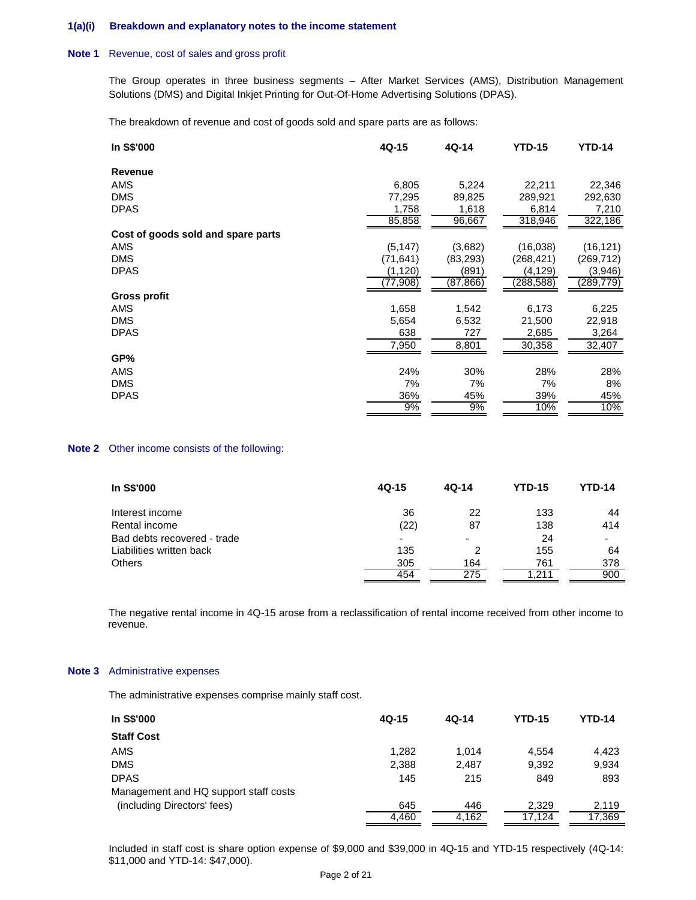### 1(a)(i) Breakdown and explanatory notes to the income statement

**Note 1** Revenue, cost of sales and gross profit

The Group operates in three business segments – After Market Services (AMS), Distribution Management Solutions (DMS) and Digital Inkjet Printing for Out-Of-Home Advertising Solutions (DPAS).

The breakdown of revenue and cost of goods sold and spare parts are as follows:

| In S$'000 | 4Q-15 | 4Q-14 | YTD-15 | YTD-14 |
|---|---|---|---|---|
| **Revenue** | | | | |
| AMS | 6,805 | 5,224 | 22,211 | 22,346 |
| DMS | 77,295 | 89,825 | 289,921 | 292,630 |
| DPAS | 1,758 | 1,618 | 6,814 | 7,210 |
| | 85,858 | 96,667 | 318,946 | 322,186 |
| **Cost of goods sold and spare parts** | | | | |
| AMS | (5,147) | (3,682) | (16,038) | (16,121) |
| DMS | (71,641) | (83,293) | (268,421) | (269,712) |
| DPAS | (1,120) | (891) | (4,129) | (3,946) |
| | (77,908) | (87,866) | (288,588) | (289,779) |
| **Gross profit** | | | | |
| AMS | 1,658 | 1,542 | 6,173 | 6,225 |
| DMS | 5,654 | 6,532 | 21,500 | 22,918 |
| DPAS | 638 | 727 | 2,685 | 3,264 |
| | 7,950 | 8,801 | 30,358 | 32,407 |
| **GP%** | | | | |
| AMS | 24% | 30% | 28% | 28% |
| DMS | 7% | 7% | 7% | 8% |
| DPAS | 36% | 45% | 39% | 45% |
| | 9% | 9% | 10% | 10% |

**Note 2** Other income consists of the following:

| In S$'000 | 4Q-15 | 4Q-14 | YTD-15 | YTD-14 |
|---|---|---|---|---|
| Interest income | 36 | 22 | 133 | 44 |
| Rental income | (22) | 87 | 138 | 414 |
| Bad debts recovered - trade | - | - | 24 | - |
| Liabilities written back | 135 | 2 | 155 | 64 |
| Others | 305 | 164 | 761 | 378 |
| | 454 | 275 | 1,211 | 900 |

The negative rental income in 4Q-15 arose from a reclassification of rental income received from other income to revenue.

**Note 3** Administrative expenses

The administrative expenses comprise mainly staff cost.

| In S$'000 | 4Q-15 | 4Q-14 | YTD-15 | YTD-14 |
|---|---|---|---|---|
| **Staff Cost** | | | | |
| AMS | 1,282 | 1,014 | 4,554 | 4,423 |
| DMS | 2,388 | 2,487 | 9,392 | 9,934 |
| DPAS | 145 | 215 | 849 | 893 |
| Management and HQ support staff costs (including Directors' fees) | 645 | 446 | 2,329 | 2,119 |
| | 4,460 | 4,162 | 17,124 | 17,369 |

Included in staff cost is share option expense of $9,000 and $39,000 in 4Q-15 and YTD-15 respectively (4Q-14: $11,000 and YTD-14: $47,000).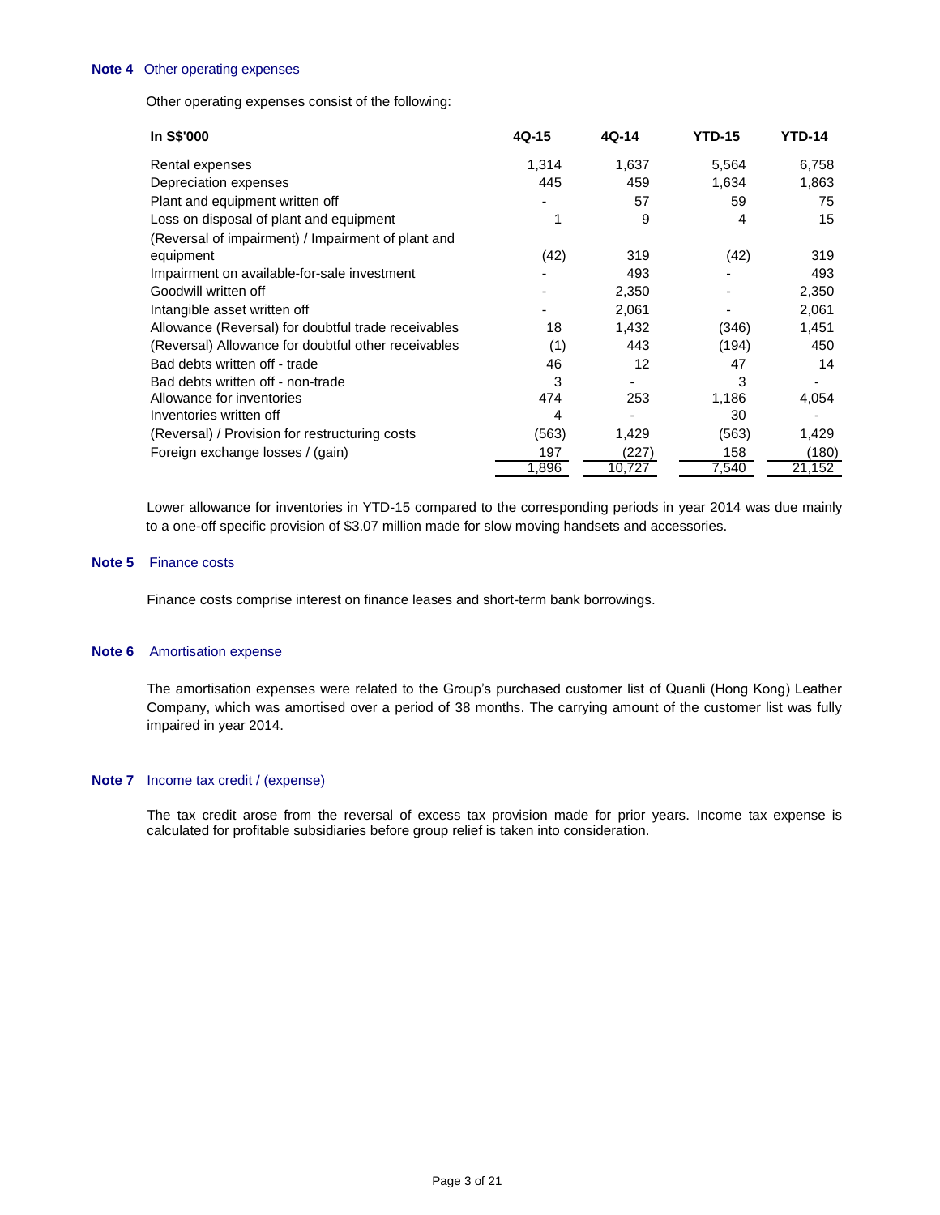**Note 4** Other operating expenses

Other operating expenses consist of the following:

| In S$'000 | 4Q-15 | 4Q-14 | YTD-15 | YTD-14 |
|---|---|---|---|---|
| Rental expenses | 1,314 | 1,637 | 5,564 | 6,758 |
| Depreciation expenses | 445 | 459 | 1,634 | 1,863 |
| Plant and equipment written off | - | 57 | 59 | 75 |
| Loss on disposal of plant and equipment | 1 | 9 | 4 | 15 |
| (Reversal of impairment) / Impairment of plant and equipment | (42) | 319 | (42) | 319 |
| Impairment on available-for-sale investment | - | 493 | - | 493 |
| Goodwill written off | - | 2,350 | - | 2,350 |
| Intangible asset written off | - | 2,061 | - | 2,061 |
| Allowance (Reversal) for doubtful trade receivables | 18 | 1,432 | (346) | 1,451 |
| (Reversal) Allowance for doubtful other receivables | (1) | 443 | (194) | 450 |
| Bad debts written off - trade | 46 | 12 | 47 | 14 |
| Bad debts written off - non-trade | 3 | - | 3 | - |
| Allowance for inventories | 474 | 253 | 1,186 | 4,054 |
| Inventories written off | 4 | - | 30 | - |
| (Reversal) / Provision for restructuring costs | (563) | 1,429 | (563) | 1,429 |
| Foreign exchange losses / (gain) | 197 | (227) | 158 | (180) |
| | 1,896 | 10,727 | 7,540 | 21,152 |

Lower allowance for inventories in YTD-15 compared to the corresponding periods in year 2014 was due mainly to a one-off specific provision of $3.07 million made for slow moving handsets and accessories.

**Note 5** Finance costs

Finance costs comprise interest on finance leases and short-term bank borrowings.

**Note 6** Amortisation expense

The amortisation expenses were related to the Group's purchased customer list of Quanli (Hong Kong) Leather Company, which was amortised over a period of 38 months. The carrying amount of the customer list was fully impaired in year 2014.

**Note 7** Income tax credit / (expense)

The tax credit arose from the reversal of excess tax provision made for prior years. Income tax expense is calculated for profitable subsidiaries before group relief is taken into consideration.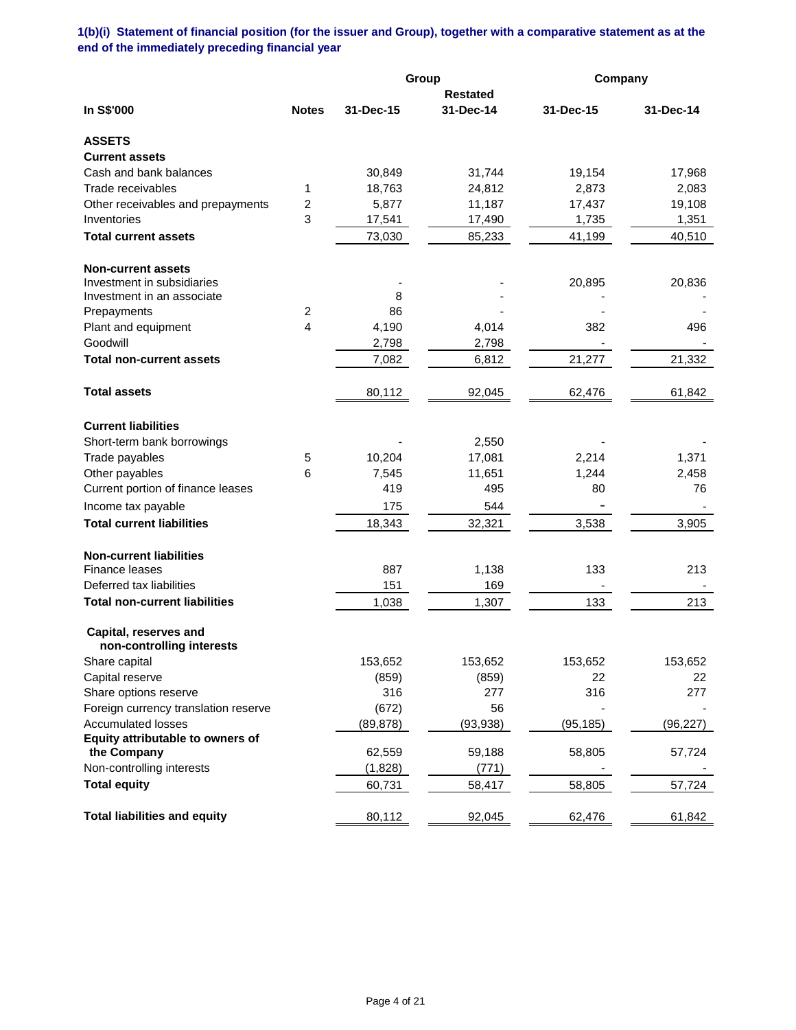**1(b)(i) Statement of financial position (for the issuer and Group), together with a comparative statement as at the end of the immediately preceding financial year**

| | | Group | | Company | |
|---|---|---|---|---|---|
| | | | Restated | | |
| **In S$'000** | **Notes** | **31-Dec-15** | **31-Dec-14** | **31-Dec-15** | **31-Dec-14** |
| **ASSETS** | | | | | |
| **Current assets** | | | | | |
| Cash and bank balances | | 30,849 | 31,744 | 19,154 | 17,968 |
| Trade receivables | 1 | 18,763 | 24,812 | 2,873 | 2,083 |
| Other receivables and prepayments | 2 | 5,877 | 11,187 | 17,437 | 19,108 |
| Inventories | 3 | 17,541 | 17,490 | 1,735 | 1,351 |
| **Total current assets** | | 73,030 | 85,233 | 41,199 | 40,510 |
| **Non-current assets** | | | | | |
| Investment in subsidiaries | | - | - | 20,895 | 20,836 |
| Investment in an associate | | 8 | - | - | - |
| Prepayments | 2 | 86 | - | - | - |
| Plant and equipment | 4 | 4,190 | 4,014 | 382 | 496 |
| Goodwill | | 2,798 | 2,798 | - | - |
| **Total non-current assets** | | 7,082 | 6,812 | 21,277 | 21,332 |
| **Total assets** | | 80,112 | 92,045 | 62,476 | 61,842 |
| **Current liabilities** | | | | | |
| Short-term bank borrowings | | - | 2,550 | - | - |
| Trade payables | 5 | 10,204 | 17,081 | 2,214 | 1,371 |
| Other payables | 6 | 7,545 | 11,651 | 1,244 | 2,458 |
| Current portion of finance leases | | 419 | 495 | 80 | 76 |
| Income tax payable | | 175 | 544 | - | - |
| **Total current liabilities** | | 18,343 | 32,321 | 3,538 | 3,905 |
| **Non-current liabilities** | | | | | |
| Finance leases | | 887 | 1,138 | 133 | 213 |
| Deferred tax liabilities | | 151 | 169 | - | - |
| **Total non-current liabilities** | | 1,038 | 1,307 | 133 | 213 |
| **Capital, reserves and non-controlling interests** | | | | | |
| Share capital | | 153,652 | 153,652 | 153,652 | 153,652 |
| Capital reserve | | (859) | (859) | 22 | 22 |
| Share options reserve | | 316 | 277 | 316 | 277 |
| Foreign currency translation reserve | | (672) | 56 | - | - |
| Accumulated losses | | (89,878) | (93,938) | (95,185) | (96,227) |
| **Equity attributable to owners of the Company** | | 62,559 | 59,188 | 58,805 | 57,724 |
| Non-controlling interests | | (1,828) | (771) | - | - |
| **Total equity** | | 60,731 | 58,417 | 58,805 | 57,724 |
| **Total liabilities and equity** | | 80,112 | 92,045 | 62,476 | 61,842 |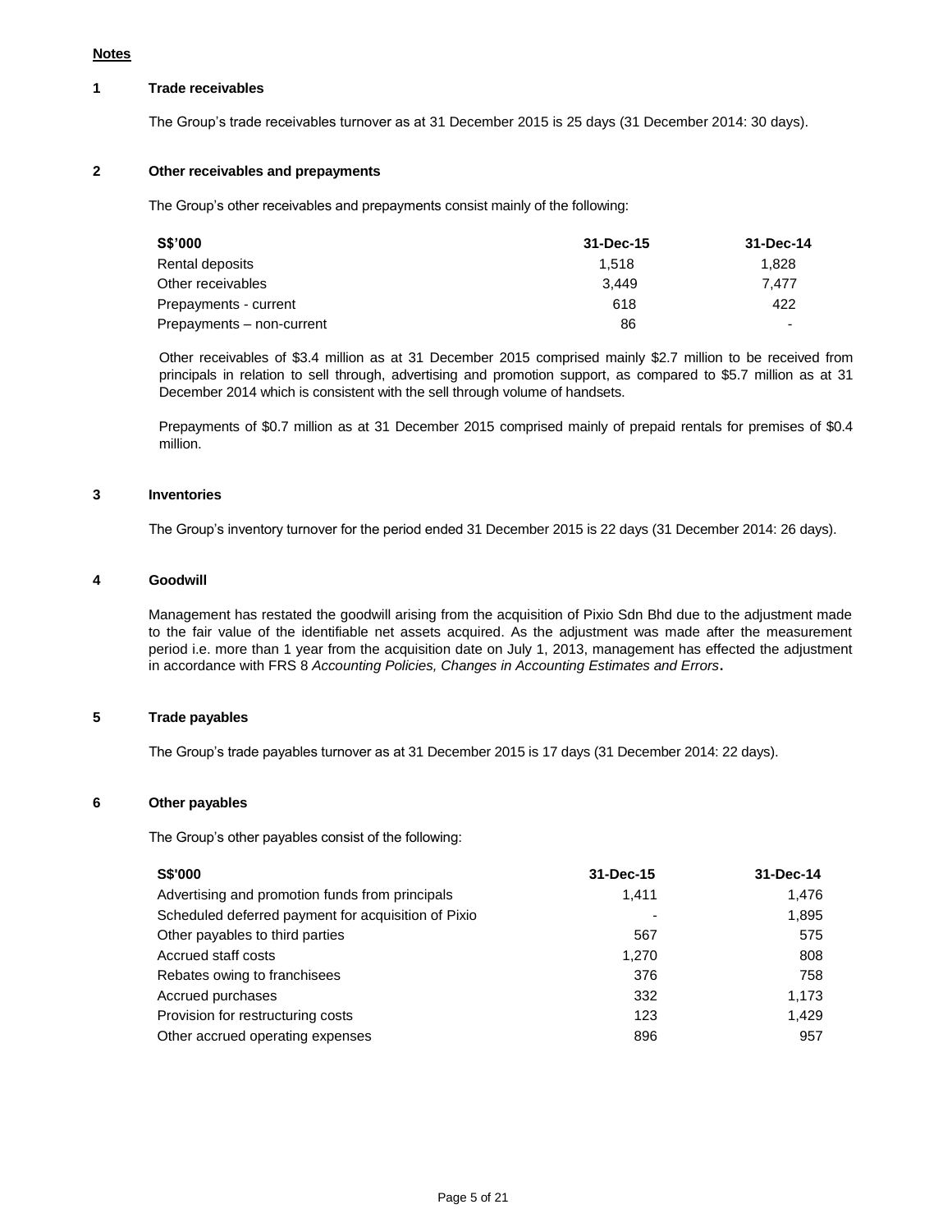**Notes**

### 1 Trade receivables

The Group's trade receivables turnover as at 31 December 2015 is 25 days (31 December 2014: 30 days).

### 2 Other receivables and prepayments

The Group's other receivables and prepayments consist mainly of the following:

| S$'000 | 31-Dec-15 | 31-Dec-14 |
|---|---|---|
| Rental deposits | 1,518 | 1,828 |
| Other receivables | 3,449 | 7,477 |
| Prepayments - current | 618 | 422 |
| Prepayments – non-current | 86 | - |

Other receivables of $3.4 million as at 31 December 2015 comprised mainly $2.7 million to be received from principals in relation to sell through, advertising and promotion support, as compared to $5.7 million as at 31 December 2014 which is consistent with the sell through volume of handsets.

Prepayments of $0.7 million as at 31 December 2015 comprised mainly of prepaid rentals for premises of $0.4 million.

### 3 Inventories

The Group's inventory turnover for the period ended 31 December 2015 is 22 days (31 December 2014: 26 days).

### 4 Goodwill

Management has restated the goodwill arising from the acquisition of Pixio Sdn Bhd due to the adjustment made to the fair value of the identifiable net assets acquired. As the adjustment was made after the measurement period i.e. more than 1 year from the acquisition date on July 1, 2013, management has effected the adjustment in accordance with FRS 8 *Accounting Policies, Changes in Accounting Estimates and Errors*.

### 5 Trade payables

The Group's trade payables turnover as at 31 December 2015 is 17 days (31 December 2014: 22 days).

### 6 Other payables

The Group's other payables consist of the following:

| S$'000 | 31-Dec-15 | 31-Dec-14 |
|---|---|---|
| Advertising and promotion funds from principals | 1,411 | 1,476 |
| Scheduled deferred payment for acquisition of Pixio | - | 1,895 |
| Other payables to third parties | 567 | 575 |
| Accrued staff costs | 1,270 | 808 |
| Rebates owing to franchisees | 376 | 758 |
| Accrued purchases | 332 | 1,173 |
| Provision for restructuring costs | 123 | 1,429 |
| Other accrued operating expenses | 896 | 957 |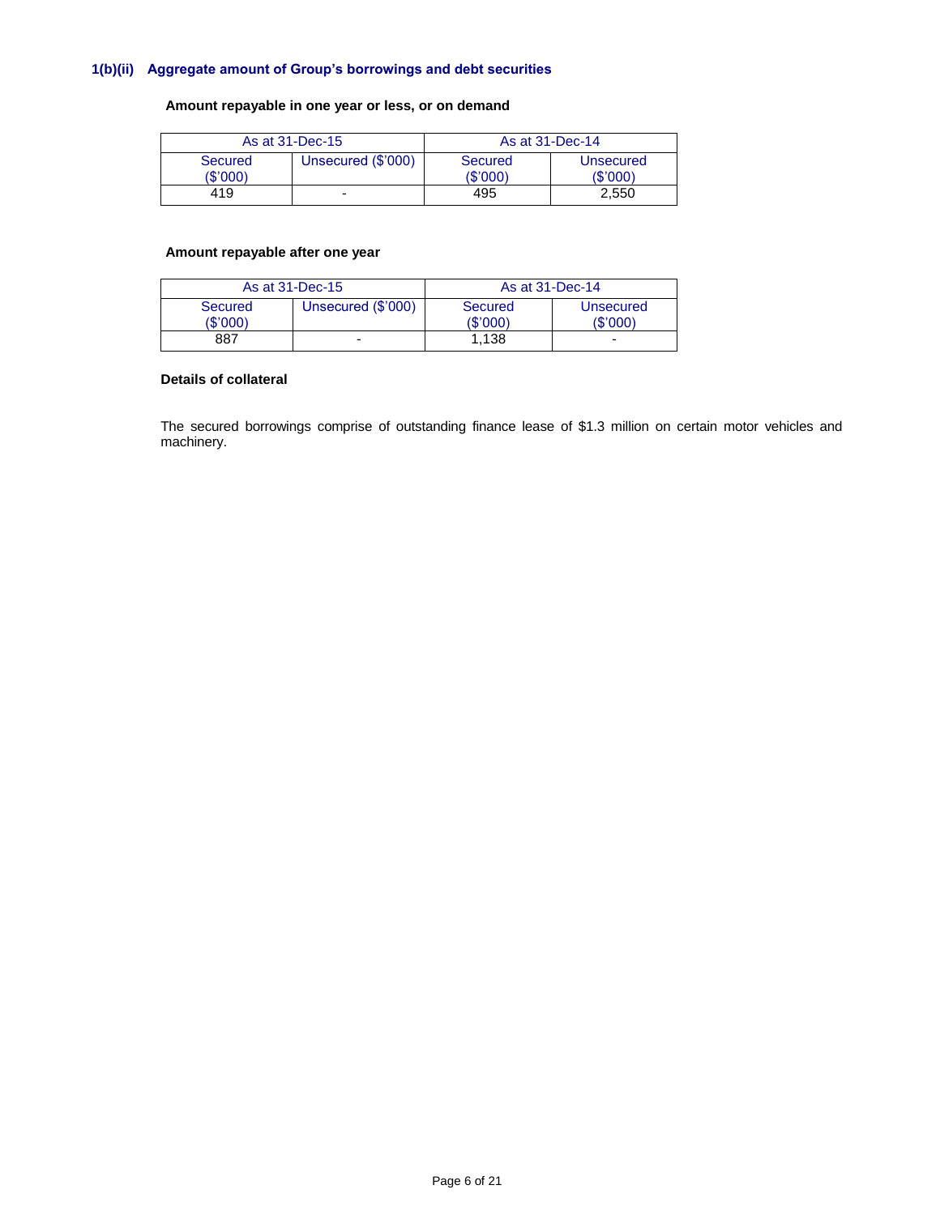### 1(b)(ii) Aggregate amount of Group's borrowings and debt securities

**Amount repayable in one year or less, or on demand**

| As at 31-Dec-15 | | As at 31-Dec-14 | |
|---|---|---|---|
| Secured ($'000) | Unsecured ($'000) | Secured ($'000) | Unsecured ($'000) |
| 419 | - | 495 | 2,550 |

**Amount repayable after one year**

| As at 31-Dec-15 | | As at 31-Dec-14 | |
|---|---|---|---|
| Secured ($'000) | Unsecured ($'000) | Secured ($'000) | Unsecured ($'000) |
| 887 | - | 1,138 | - |

**Details of collateral**

The secured borrowings comprise of outstanding finance lease of $1.3 million on certain motor vehicles and machinery.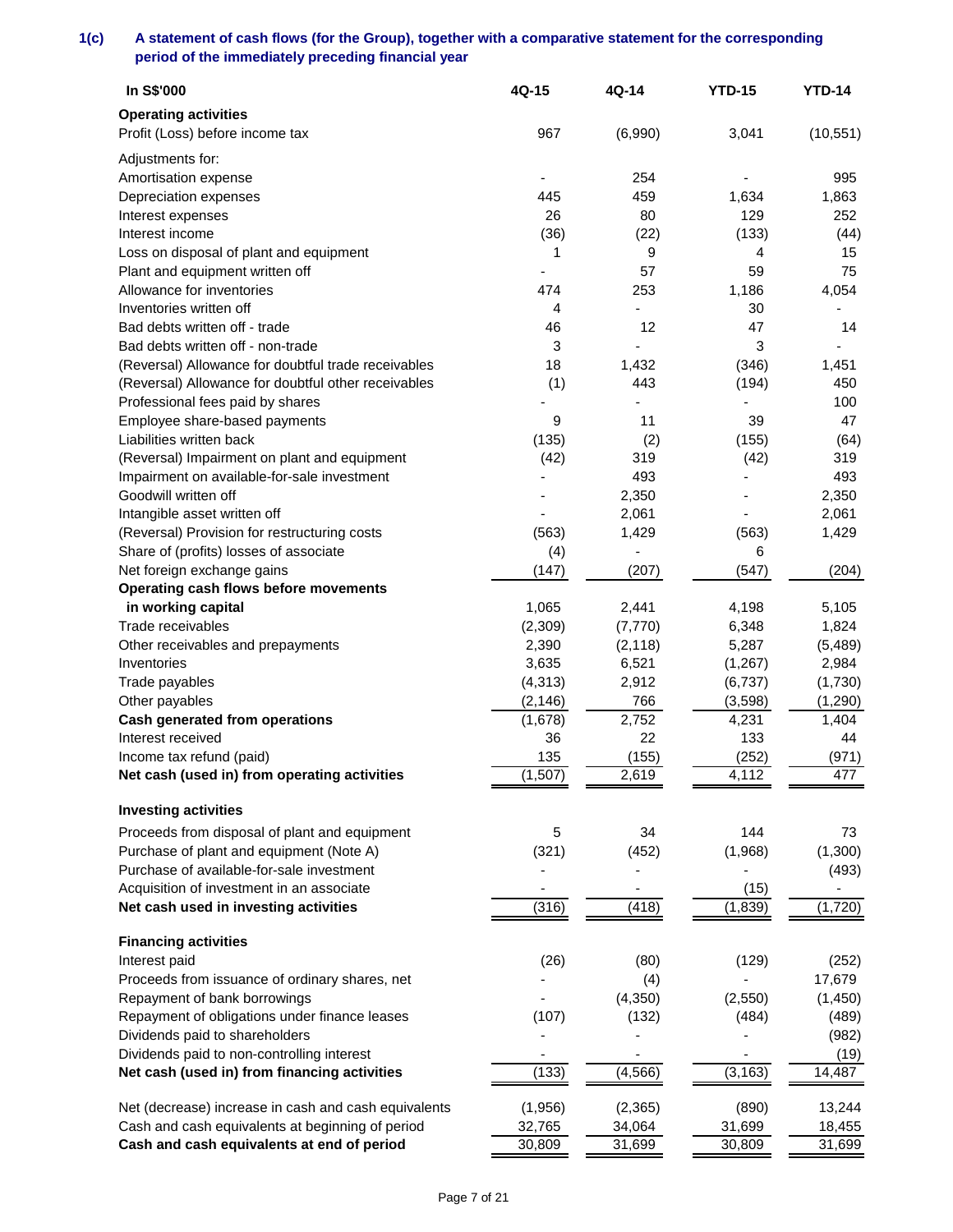**1(c) A statement of cash flows (for the Group), together with a comparative statement for the corresponding period of the immediately preceding financial year**

| In S$'000 | 4Q-15 | 4Q-14 | YTD-15 | YTD-14 |
|---|---|---|---|---|
| **Operating activities** | | | | |
| Profit (Loss) before income tax | 967 | (6,990) | 3,041 | (10,551) |
| Adjustments for: | | | | |
| Amortisation expense | - | 254 | - | 995 |
| Depreciation expenses | 445 | 459 | 1,634 | 1,863 |
| Interest expenses | 26 | 80 | 129 | 252 |
| Interest income | (36) | (22) | (133) | (44) |
| Loss on disposal of plant and equipment | 1 | 9 | 4 | 15 |
| Plant and equipment written off | - | 57 | 59 | 75 |
| Allowance for inventories | 474 | 253 | 1,186 | 4,054 |
| Inventories written off | 4 | - | 30 | - |
| Bad debts written off - trade | 46 | 12 | 47 | 14 |
| Bad debts written off - non-trade | 3 | - | 3 | - |
| (Reversal) Allowance for doubtful trade receivables | 18 | 1,432 | (346) | 1,451 |
| (Reversal) Allowance for doubtful other receivables | (1) | 443 | (194) | 450 |
| Professional fees paid by shares | - | - | - | 100 |
| Employee share-based payments | 9 | 11 | 39 | 47 |
| Liabilities written back | (135) | (2) | (155) | (64) |
| (Reversal) Impairment on plant and equipment | (42) | 319 | (42) | 319 |
| Impairment on available-for-sale investment | - | 493 | - | 493 |
| Goodwill written off | - | 2,350 | - | 2,350 |
| Intangible asset written off | - | 2,061 | - | 2,061 |
| (Reversal) Provision for restructuring costs | (563) | 1,429 | (563) | 1,429 |
| Share of (profits) losses of associate | (4) | - | 6 | |
| Net foreign exchange gains | (147) | (207) | (547) | (204) |
| **Operating cash flows before movements in working capital** | 1,065 | 2,441 | 4,198 | 5,105 |
| Trade receivables | (2,309) | (7,770) | 6,348 | 1,824 |
| Other receivables and prepayments | 2,390 | (2,118) | 5,287 | (5,489) |
| Inventories | 3,635 | 6,521 | (1,267) | 2,984 |
| Trade payables | (4,313) | 2,912 | (6,737) | (1,730) |
| Other payables | (2,146) | 766 | (3,598) | (1,290) |
| **Cash generated from operations** | (1,678) | 2,752 | 4,231 | 1,404 |
| Interest received | 36 | 22 | 133 | 44 |
| Income tax refund (paid) | 135 | (155) | (252) | (971) |
| **Net cash (used in) from operating activities** | (1,507) | 2,619 | 4,112 | 477 |
| **Investing activities** | | | | |
| Proceeds from disposal of plant and equipment | 5 | 34 | 144 | 73 |
| Purchase of plant and equipment (Note A) | (321) | (452) | (1,968) | (1,300) |
| Purchase of available-for-sale investment | - | - | - | (493) |
| Acquisition of investment in an associate | - | - | (15) | - |
| **Net cash used in investing activities** | (316) | (418) | (1,839) | (1,720) |
| **Financing activities** | | | | |
| Interest paid | (26) | (80) | (129) | (252) |
| Proceeds from issuance of ordinary shares, net | - | (4) | - | 17,679 |
| Repayment of bank borrowings | - | (4,350) | (2,550) | (1,450) |
| Repayment of obligations under finance leases | (107) | (132) | (484) | (489) |
| Dividends paid to shareholders | - | - | - | (982) |
| Dividends paid to non-controlling interest | - | - | - | (19) |
| **Net cash (used in) from financing activities** | (133) | (4,566) | (3,163) | 14,487 |
| Net (decrease) increase in cash and cash equivalents | (1,956) | (2,365) | (890) | 13,244 |
| Cash and cash equivalents at beginning of period | 32,765 | 34,064 | 31,699 | 18,455 |
| **Cash and cash equivalents at end of period** | 30,809 | 31,699 | 30,809 | 31,699 |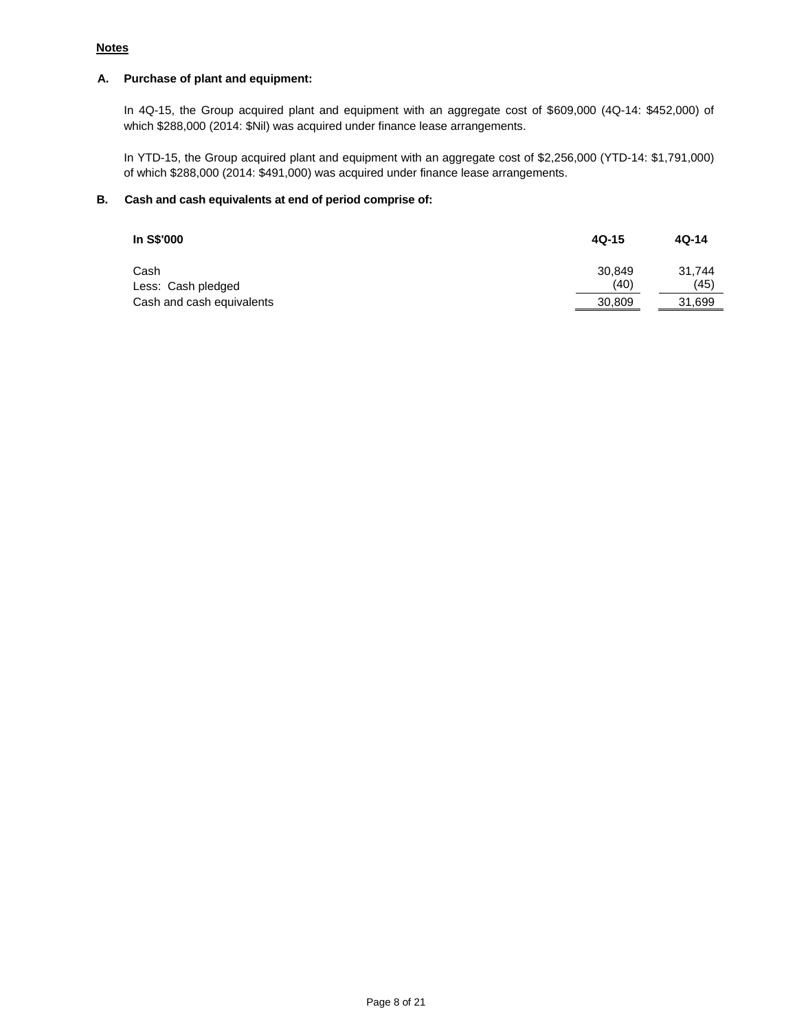**Notes**

**A. Purchase of plant and equipment:**

In 4Q-15, the Group acquired plant and equipment with an aggregate cost of $609,000 (4Q-14: $452,000) of which $288,000 (2014: $Nil) was acquired under finance lease arrangements.

In YTD-15, the Group acquired plant and equipment with an aggregate cost of $2,256,000 (YTD-14: $1,791,000) of which $288,000 (2014: $491,000) was acquired under finance lease arrangements.

**B. Cash and cash equivalents at end of period comprise of:**

| In S$'000 | 4Q-15 | 4Q-14 |
|---|---|---|
| Cash | 30,849 | 31,744 |
| Less: Cash pledged | (40) | (45) |
| Cash and cash equivalents | 30,809 | 31,699 |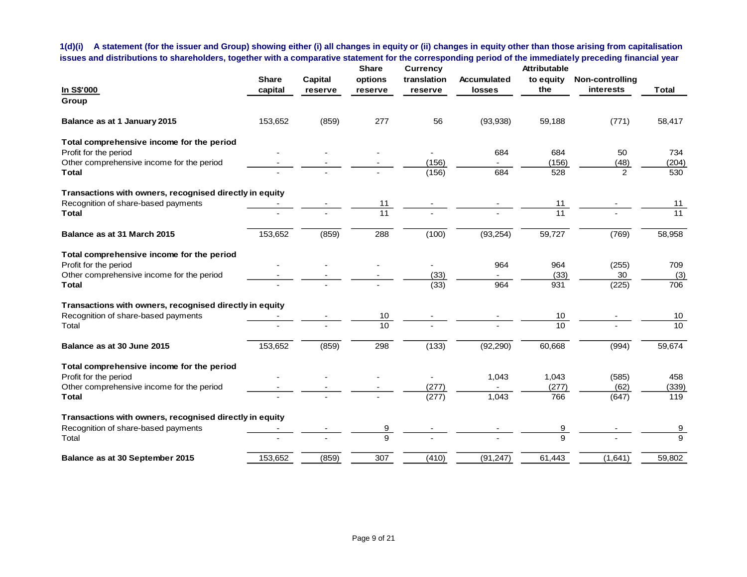**1(d)(i) A statement (for the issuer and Group) showing either (i) all changes in equity or (ii) changes in equity other than those arising from capitalisation issues and distributions to shareholders, together with a comparative statement for the corresponding period of the immediately preceding financial year**

| In S$'000 | Share capital | Capital reserve | Share options reserve | Currency translation reserve | Accumulated losses | Attributable to equity the | Non-controlling interests | Total |
|---|---|---|---|---|---|---|---|---|
| **Group** | | | | | | | | |
| **Balance as at 1 January 2015** | 153,652 | (859) | 277 | 56 | (93,938) | 59,188 | (771) | 58,417 |
| **Total comprehensive income for the period** | | | | | | | | |
| Profit for the period | - | - | - | - | 684 | 684 | 50 | 734 |
| Other comprehensive income for the period | - | - | - | (156) | - | (156) | (48) | (204) |
| **Total** | - | - | - | (156) | 684 | 528 | 2 | 530 |
| **Transactions with owners, recognised directly in equity** | | | | | | | | |
| Recognition of share-based payments | - | - | 11 | - | - | 11 | - | 11 |
| **Total** | - | - | 11 | - | - | 11 | - | 11 |
| **Balance as at 31 March 2015** | 153,652 | (859) | 288 | (100) | (93,254) | 59,727 | (769) | 58,958 |
| **Total comprehensive income for the period** | | | | | | | | |
| Profit for the period | - | - | - | - | 964 | 964 | (255) | 709 |
| Other comprehensive income for the period | - | - | - | (33) | - | (33) | 30 | (3) |
| **Total** | - | - | - | (33) | 964 | 931 | (225) | 706 |
| **Transactions with owners, recognised directly in equity** | | | | | | | | |
| Recognition of share-based payments | - | - | 10 | - | - | 10 | - | 10 |
| Total | - | - | 10 | - | - | 10 | - | 10 |
| **Balance as at 30 June 2015** | 153,652 | (859) | 298 | (133) | (92,290) | 60,668 | (994) | 59,674 |
| **Total comprehensive income for the period** | | | | | | | | |
| Profit for the period | - | - | - | - | 1,043 | 1,043 | (585) | 458 |
| Other comprehensive income for the period | - | - | - | (277) | - | (277) | (62) | (339) |
| **Total** | - | - | - | (277) | 1,043 | 766 | (647) | 119 |
| **Transactions with owners, recognised directly in equity** | | | | | | | | |
| Recognition of share-based payments | - | - | 9 | - | - | 9 | - | 9 |
| Total | - | - | 9 | - | - | 9 | - | 9 |
| **Balance as at 30 September 2015** | 153,652 | (859) | 307 | (410) | (91,247) | 61,443 | (1,641) | 59,802 |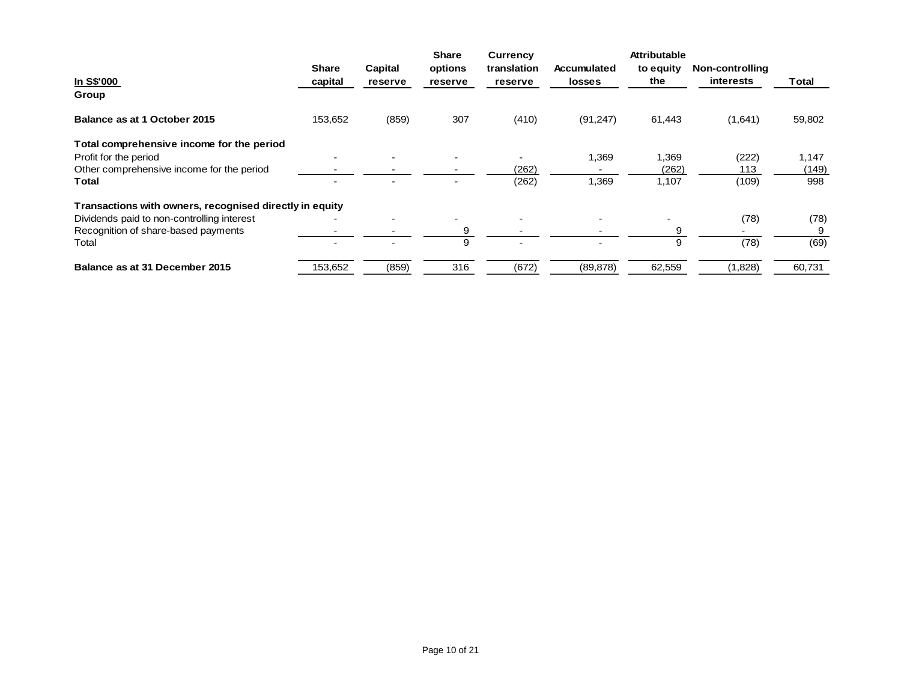| In S$'000 | Share capital | Capital reserve | Share options reserve | Currency translation reserve | Accumulated losses | Attributable to equity the | Non-controlling interests | Total |
|---|---|---|---|---|---|---|---|---|
| **Group** | | | | | | | | |
| **Balance as at 1 October 2015** | 153,652 | (859) | 307 | (410) | (91,247) | 61,443 | (1,641) | 59,802 |
| **Total comprehensive income for the period** | | | | | | | | |
| Profit for the period | - | - | - | - | 1,369 | 1,369 | (222) | 1,147 |
| Other comprehensive income for the period | - | - | - | (262) | - | (262) | 113 | (149) |
| **Total** | - | - | - | (262) | 1,369 | 1,107 | (109) | 998 |
| **Transactions with owners, recognised directly in equity** | | | | | | | | |
| Dividends paid to non-controlling interest | - | - | - | - | - | - | (78) | (78) |
| Recognition of share-based payments | - | - | 9 | - | - | 9 | - | 9 |
| Total | - | - | 9 | - | - | 9 | (78) | (69) |
| **Balance as at 31 December 2015** | 153,652 | (859) | 316 | (672) | (89,878) | 62,559 | (1,828) | 60,731 |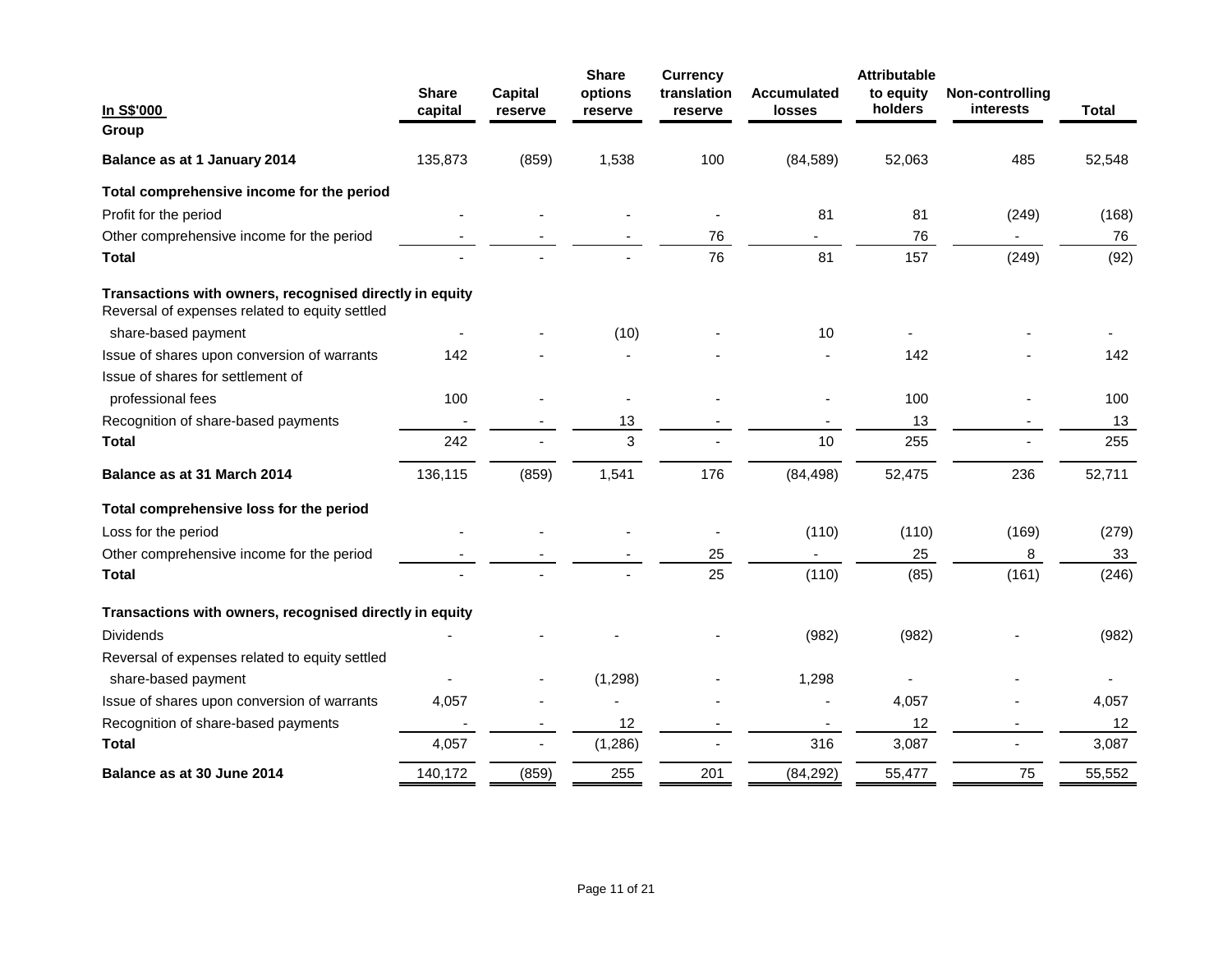| In S$'000 | Share capital | Capital reserve | Share options reserve | Currency translation reserve | Accumulated losses | Attributable to equity holders | Non-controlling interests | Total |
|---|---|---|---|---|---|---|---|---|
| **Group** | | | | | | | | |
| **Balance as at 1 January 2014** | 135,873 | (859) | 1,538 | 100 | (84,589) | 52,063 | 485 | 52,548 |
| **Total comprehensive income for the period** | | | | | | | | |
| Profit for the period | - | - | - | - | 81 | 81 | (249) | (168) |
| Other comprehensive income for the period | - | - | - | 76 | - | 76 | - | 76 |
| **Total** | - | - | - | 76 | 81 | 157 | (249) | (92) |
| **Transactions with owners, recognised directly in equity** | | | | | | | | |
| Reversal of expenses related to equity settled share-based payment | - | - | (10) | - | 10 | - | - | - |
| Issue of shares upon conversion of warrants | 142 | - | - | - | - | 142 | - | 142 |
| Issue of shares for settlement of professional fees | 100 | - | - | - | - | 100 | - | 100 |
| Recognition of share-based payments | - | - | 13 | - | - | 13 | - | 13 |
| **Total** | 242 | - | 3 | - | 10 | 255 | - | 255 |
| **Balance as at 31 March 2014** | 136,115 | (859) | 1,541 | 176 | (84,498) | 52,475 | 236 | 52,711 |
| **Total comprehensive loss for the period** | | | | | | | | |
| Loss for the period | - | - | - | - | (110) | (110) | (169) | (279) |
| Other comprehensive income for the period | - | - | - | 25 | - | 25 | 8 | 33 |
| **Total** | - | - | - | 25 | (110) | (85) | (161) | (246) |
| **Transactions with owners, recognised directly in equity** | | | | | | | | |
| Dividends | - | - | - | - | (982) | (982) | - | (982) |
| Reversal of expenses related to equity settled share-based payment | - | - | (1,298) | - | 1,298 | - | - | - |
| Issue of shares upon conversion of warrants | 4,057 | - | - | - | - | 4,057 | - | 4,057 |
| Recognition of share-based payments | - | - | 12 | - | - | 12 | - | 12 |
| **Total** | 4,057 | - | (1,286) | - | 316 | 3,087 | - | 3,087 |
| **Balance as at 30 June 2014** | 140,172 | (859) | 255 | 201 | (84,292) | 55,477 | 75 | 55,552 |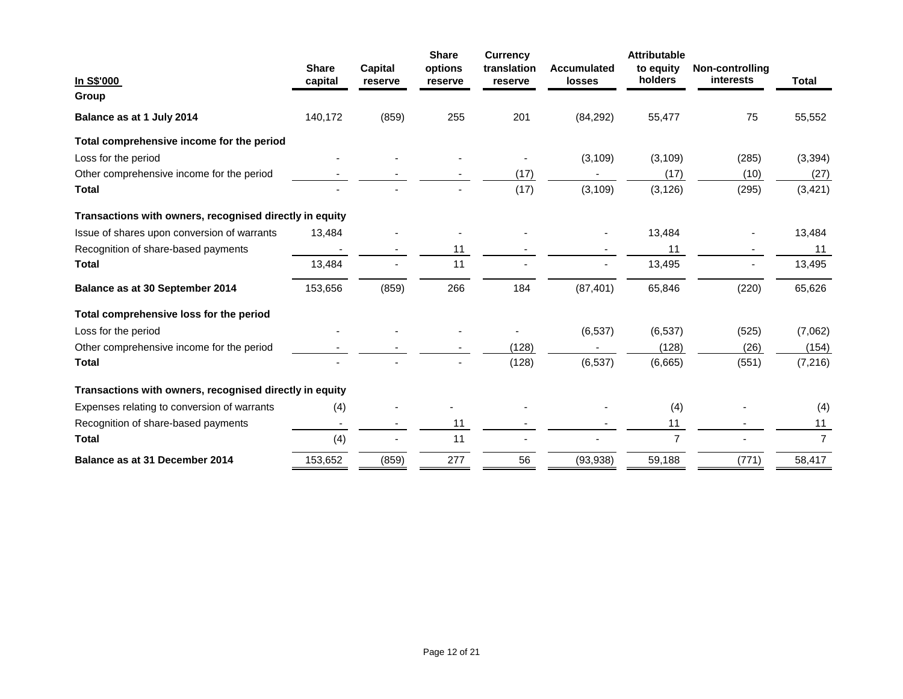| In S$'000 | Share capital | Capital reserve | Share options reserve | Currency translation reserve | Accumulated losses | Attributable to equity holders | Non-controlling interests | Total |
|---|---|---|---|---|---|---|---|---|
| **Group** | | | | | | | | |
| **Balance as at 1 July 2014** | 140,172 | (859) | 255 | 201 | (84,292) | 55,477 | 75 | 55,552 |
| **Total comprehensive income for the period** | | | | | | | | |
| Loss for the period | - | - | - | - | (3,109) | (3,109) | (285) | (3,394) |
| Other comprehensive income for the period | - | - | - | (17) | - | (17) | (10) | (27) |
| **Total** | - | - | - | (17) | (3,109) | (3,126) | (295) | (3,421) |
| **Transactions with owners, recognised directly in equity** | | | | | | | | |
| Issue of shares upon conversion of warrants | 13,484 | - | - | - | - | 13,484 | - | 13,484 |
| Recognition of share-based payments | - | - | 11 | - | - | 11 | - | 11 |
| **Total** | 13,484 | - | 11 | - | - | 13,495 | - | 13,495 |
| **Balance as at 30 September 2014** | 153,656 | (859) | 266 | 184 | (87,401) | 65,846 | (220) | 65,626 |
| **Total comprehensive loss for the period** | | | | | | | | |
| Loss for the period | - | - | - | - | (6,537) | (6,537) | (525) | (7,062) |
| Other comprehensive income for the period | - | - | - | (128) | - | (128) | (26) | (154) |
| **Total** | - | - | - | (128) | (6,537) | (6,665) | (551) | (7,216) |
| **Transactions with owners, recognised directly in equity** | | | | | | | | |
| Expenses relating to conversion of warrants | (4) | - | - | - | - | (4) | - | (4) |
| Recognition of share-based payments | - | - | 11 | - | - | 11 | - | 11 |
| **Total** | (4) | - | 11 | - | - | 7 | - | 7 |
| **Balance as at 31 December 2014** | 153,652 | (859) | 277 | 56 | (93,938) | 59,188 | (771) | 58,417 |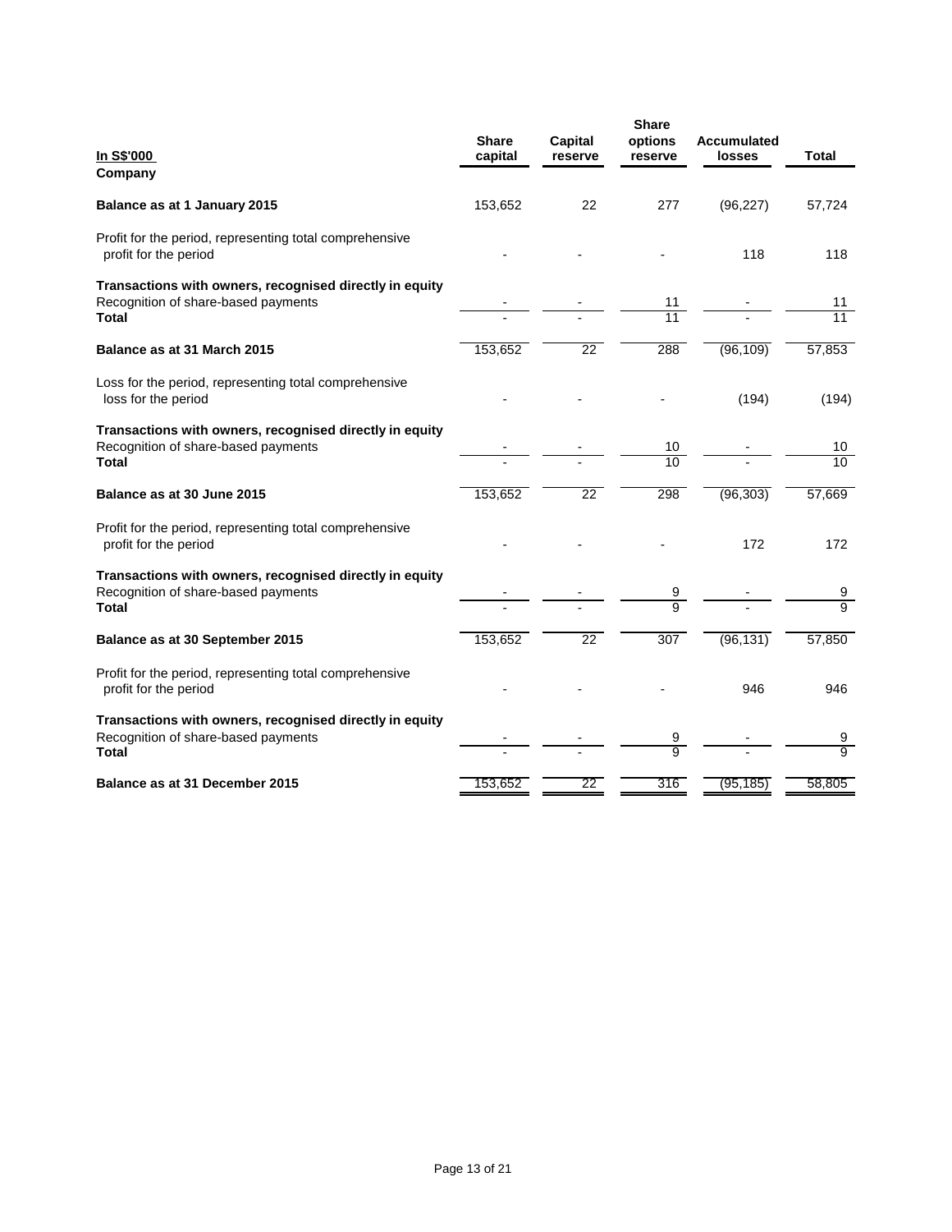| In S$'000<br>Company | Share capital | Capital reserve | Share options reserve | Accumulated losses | Total |
|---|---|---|---|---|---|
| **Balance as at 1 January 2015** | 153,652 | 22 | 277 | (96,227) | 57,724 |
| Profit for the period, representing total comprehensive profit for the period | - | - | - | 118 | 118 |
| **Transactions with owners, recognised directly in equity** | | | | | |
| Recognition of share-based payments | - | - | 11 | - | 11 |
| **Total** | - | - | 11 | - | 11 |
| **Balance as at 31 March 2015** | 153,652 | 22 | 288 | (96,109) | 57,853 |
| Loss for the period, representing total comprehensive loss for the period | - | - | - | (194) | (194) |
| **Transactions with owners, recognised directly in equity** | | | | | |
| Recognition of share-based payments | - | - | 10 | - | 10 |
| **Total** | - | - | 10 | - | 10 |
| **Balance as at 30 June 2015** | 153,652 | 22 | 298 | (96,303) | 57,669 |
| Profit for the period, representing total comprehensive profit for the period | - | - | - | 172 | 172 |
| **Transactions with owners, recognised directly in equity** | | | | | |
| Recognition of share-based payments | - | - | 9 | - | 9 |
| **Total** | - | - | 9 | - | 9 |
| **Balance as at 30 September 2015** | 153,652 | 22 | 307 | (96,131) | 57,850 |
| Profit for the period, representing total comprehensive profit for the period | - | - | - | 946 | 946 |
| **Transactions with owners, recognised directly in equity** | | | | | |
| Recognition of share-based payments | - | - | 9 | - | 9 |
| **Total** | - | - | 9 | - | 9 |
| **Balance as at 31 December 2015** | 153,652 | 22 | 316 | (95,185) | 58,805 |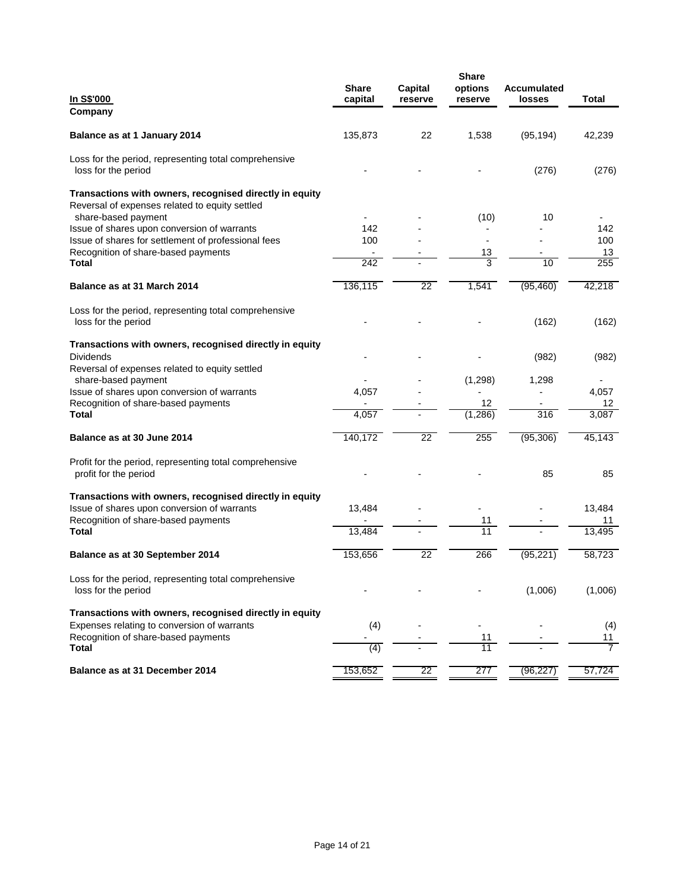| In S$'000 | Share capital | Capital reserve | Share options reserve | Accumulated losses | Total |
|---|---|---|---|---|---|
| **Company** | | | | | |
| **Balance as at 1 January 2014** | 135,873 | 22 | 1,538 | (95,194) | 42,239 |
| Loss for the period, representing total comprehensive loss for the period | - | - | - | (276) | (276) |
| **Transactions with owners, recognised directly in equity** | | | | | |
| Reversal of expenses related to equity settled share-based payment | - | - | (10) | 10 | - |
| Issue of shares upon conversion of warrants | 142 | - | - | - | 142 |
| Issue of shares for settlement of professional fees | 100 | - | - | - | 100 |
| Recognition of share-based payments | - | - | 13 | - | 13 |
| **Total** | 242 | - | 3 | 10 | 255 |
| **Balance as at 31 March 2014** | 136,115 | 22 | 1,541 | (95,460) | 42,218 |
| Loss for the period, representing total comprehensive loss for the period | - | - | - | (162) | (162) |
| **Transactions with owners, recognised directly in equity** | | | | | |
| Dividends | - | - | - | (982) | (982) |
| Reversal of expenses related to equity settled share-based payment | - | - | (1,298) | 1,298 | - |
| Issue of shares upon conversion of warrants | 4,057 | - | - | - | 4,057 |
| Recognition of share-based payments | - | - | 12 | - | 12 |
| **Total** | 4,057 | - | (1,286) | 316 | 3,087 |
| **Balance as at 30 June 2014** | 140,172 | 22 | 255 | (95,306) | 45,143 |
| Profit for the period, representing total comprehensive profit for the period | - | - | - | 85 | 85 |
| **Transactions with owners, recognised directly in equity** | | | | | |
| Issue of shares upon conversion of warrants | 13,484 | - | - | - | 13,484 |
| Recognition of share-based payments | - | - | 11 | - | 11 |
| **Total** | 13,484 | - | 11 | - | 13,495 |
| **Balance as at 30 September 2014** | 153,656 | 22 | 266 | (95,221) | 58,723 |
| Loss for the period, representing total comprehensive loss for the period | - | - | - | (1,006) | (1,006) |
| **Transactions with owners, recognised directly in equity** | | | | | |
| Expenses relating to conversion of warrants | (4) | - | - | - | (4) |
| Recognition of share-based payments | - | - | 11 | - | 11 |
| **Total** | (4) | - | 11 | - | 7 |
| **Balance as at 31 December 2014** | 153,652 | 22 | 277 | (96,227) | 57,724 |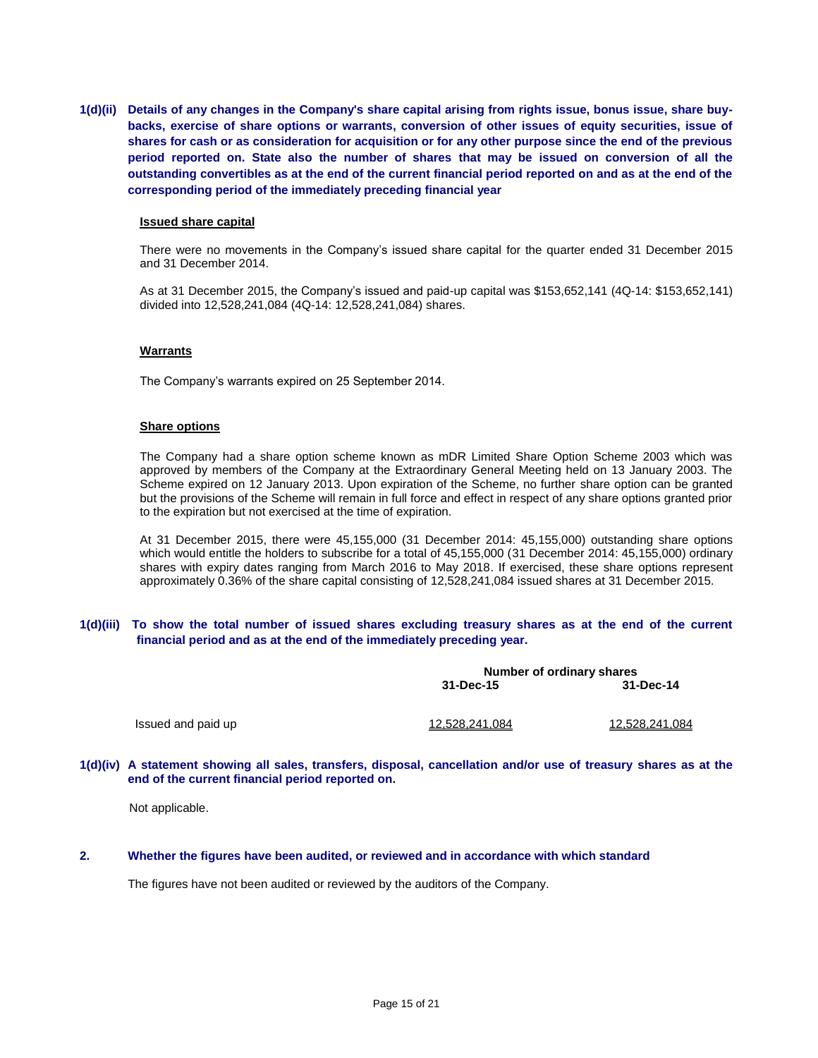**1(d)(ii) Details of any changes in the Company's share capital arising from rights issue, bonus issue, share buy-backs, exercise of share options or warrants, conversion of other issues of equity securities, issue of shares for cash or as consideration for acquisition or for any other purpose since the end of the previous period reported on. State also the number of shares that may be issued on conversion of all the outstanding convertibles as at the end of the current financial period reported on and as at the end of the corresponding period of the immediately preceding financial year**

**Issued share capital**

There were no movements in the Company's issued share capital for the quarter ended 31 December 2015 and 31 December 2014.

As at 31 December 2015, the Company's issued and paid-up capital was $153,652,141 (4Q-14: $153,652,141) divided into 12,528,241,084 (4Q-14: 12,528,241,084) shares.

**Warrants**

The Company's warrants expired on 25 September 2014.

**Share options**

The Company had a share option scheme known as mDR Limited Share Option Scheme 2003 which was approved by members of the Company at the Extraordinary General Meeting held on 13 January 2003. The Scheme expired on 12 January 2013. Upon expiration of the Scheme, no further share option can be granted but the provisions of the Scheme will remain in full force and effect in respect of any share options granted prior to the expiration but not exercised at the time of expiration.

At 31 December 2015, there were 45,155,000 (31 December 2014: 45,155,000) outstanding share options which would entitle the holders to subscribe for a total of 45,155,000 (31 December 2014: 45,155,000) ordinary shares with expiry dates ranging from March 2016 to May 2018. If exercised, these share options represent approximately 0.36% of the share capital consisting of 12,528,241,084 issued shares at 31 December 2015.

**1(d)(iii) To show the total number of issued shares excluding treasury shares as at the end of the current financial period and as at the end of the immediately preceding year.**

| | Number of ordinary shares | |
|---|---|---|
| | **31-Dec-15** | **31-Dec-14** |
| Issued and paid up | 12,528,241,084 | 12,528,241,084 |

**1(d)(iv) A statement showing all sales, transfers, disposal, cancellation and/or use of treasury shares as at the end of the current financial period reported on.**

Not applicable.

**2. Whether the figures have been audited, or reviewed and in accordance with which standard**

The figures have not been audited or reviewed by the auditors of the Company.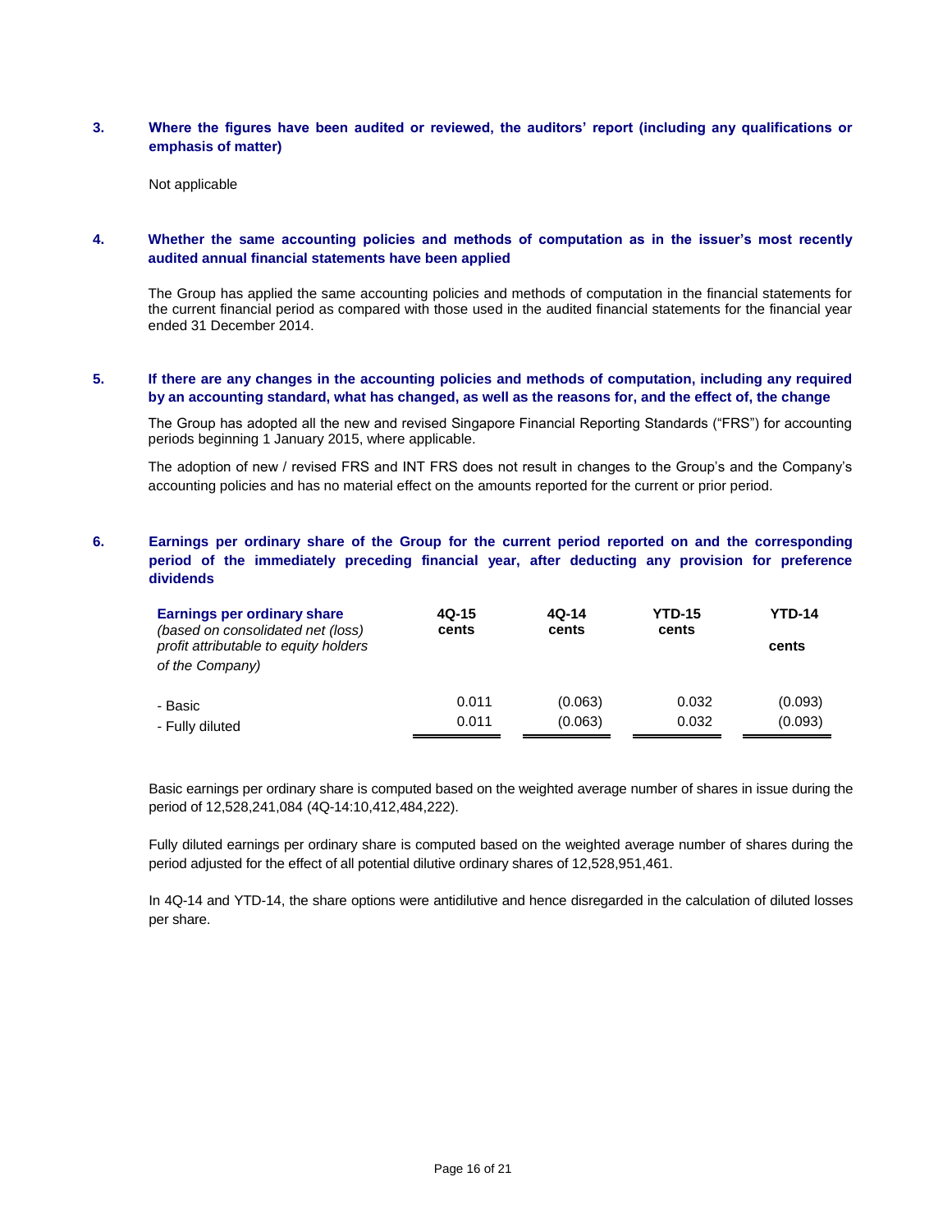**3. Where the figures have been audited or reviewed, the auditors' report (including any qualifications or emphasis of matter)**

Not applicable

**4. Whether the same accounting policies and methods of computation as in the issuer's most recently audited annual financial statements have been applied**

The Group has applied the same accounting policies and methods of computation in the financial statements for the current financial period as compared with those used in the audited financial statements for the financial year ended 31 December 2014.

**5. If there are any changes in the accounting policies and methods of computation, including any required by an accounting standard, what has changed, as well as the reasons for, and the effect of, the change**

The Group has adopted all the new and revised Singapore Financial Reporting Standards ("FRS") for accounting periods beginning 1 January 2015, where applicable.

The adoption of new / revised FRS and INT FRS does not result in changes to the Group's and the Company's accounting policies and has no material effect on the amounts reported for the current or prior period.

**6. Earnings per ordinary share of the Group for the current period reported on and the corresponding period of the immediately preceding financial year, after deducting any provision for preference dividends**

| **Earnings per ordinary share** *(based on consolidated net (loss) profit attributable to equity holders of the Company)* | **4Q-15 cents** | **4Q-14 cents** | **YTD-15 cents** | **YTD-14 cents** |
|---|---|---|---|---|
| - Basic | 0.011 | (0.063) | 0.032 | (0.093) |
| - Fully diluted | 0.011 | (0.063) | 0.032 | (0.093) |

Basic earnings per ordinary share is computed based on the weighted average number of shares in issue during the period of 12,528,241,084 (4Q-14:10,412,484,222).

Fully diluted earnings per ordinary share is computed based on the weighted average number of shares during the period adjusted for the effect of all potential dilutive ordinary shares of 12,528,951,461.

In 4Q-14 and YTD-14, the share options were antidilutive and hence disregarded in the calculation of diluted losses per share.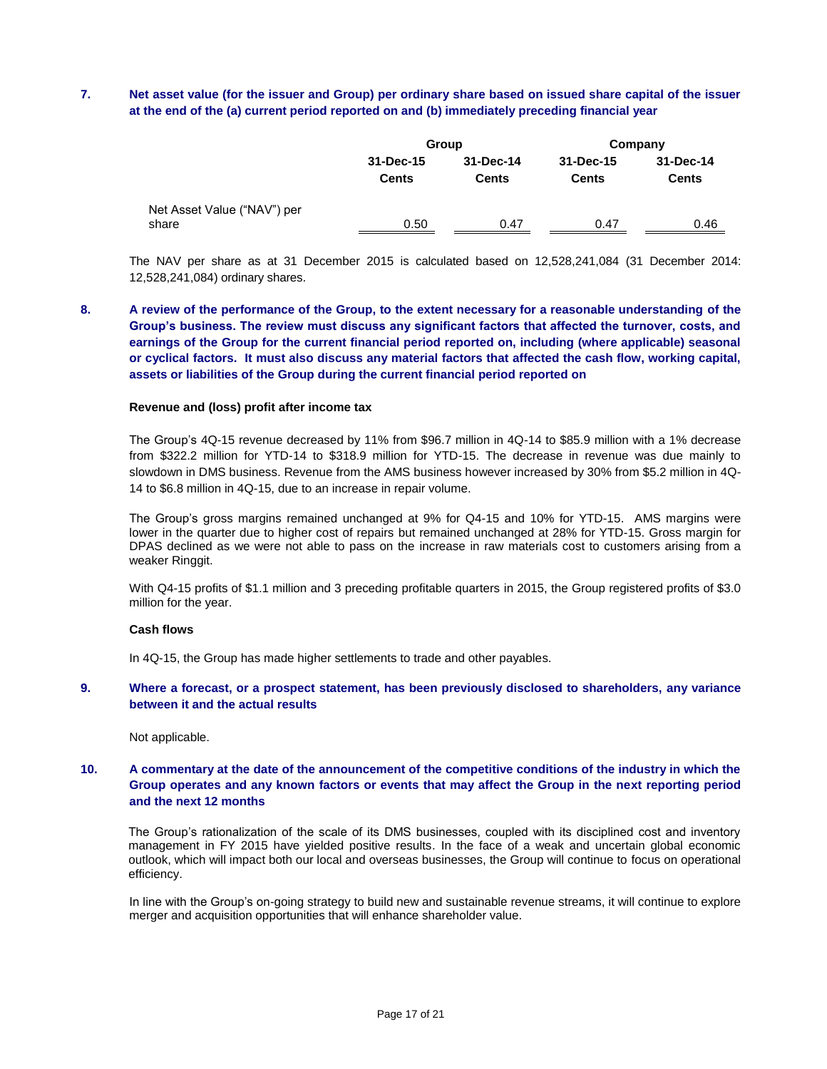## 7. Net asset value (for the issuer and Group) per ordinary share based on issued share capital of the issuer at the end of the (a) current period reported on and (b) immediately preceding financial year

| | Group | | Company | |
|---|---|---|---|---|
| | 31-Dec-15 | 31-Dec-14 | 31-Dec-15 | 31-Dec-14 |
| | Cents | Cents | Cents | Cents |
| Net Asset Value ("NAV") per share | 0.50 | 0.47 | 0.47 | 0.46 |

The NAV per share as at 31 December 2015 is calculated based on 12,528,241,084 (31 December 2014: 12,528,241,084) ordinary shares.

## 8. A review of the performance of the Group, to the extent necessary for a reasonable understanding of the Group's business. The review must discuss any significant factors that affected the turnover, costs, and earnings of the Group for the current financial period reported on, including (where applicable) seasonal or cyclical factors. It must also discuss any material factors that affected the cash flow, working capital, assets or liabilities of the Group during the current financial period reported on

**Revenue and (loss) profit after income tax**

The Group's 4Q-15 revenue decreased by 11% from $96.7 million in 4Q-14 to $85.9 million with a 1% decrease from $322.2 million for YTD-14 to $318.9 million for YTD-15. The decrease in revenue was due mainly to slowdown in DMS business. Revenue from the AMS business however increased by 30% from $5.2 million in 4Q-14 to $6.8 million in 4Q-15, due to an increase in repair volume.

The Group's gross margins remained unchanged at 9% for Q4-15 and 10% for YTD-15. AMS margins were lower in the quarter due to higher cost of repairs but remained unchanged at 28% for YTD-15. Gross margin for DPAS declined as we were not able to pass on the increase in raw materials cost to customers arising from a weaker Ringgit.

With Q4-15 profits of $1.1 million and 3 preceding profitable quarters in 2015, the Group registered profits of $3.0 million for the year.

**Cash flows**

In 4Q-15, the Group has made higher settlements to trade and other payables.

## 9. Where a forecast, or a prospect statement, has been previously disclosed to shareholders, any variance between it and the actual results

Not applicable.

## 10. A commentary at the date of the announcement of the competitive conditions of the industry in which the Group operates and any known factors or events that may affect the Group in the next reporting period and the next 12 months

The Group's rationalization of the scale of its DMS businesses, coupled with its disciplined cost and inventory management in FY 2015 have yielded positive results. In the face of a weak and uncertain global economic outlook, which will impact both our local and overseas businesses, the Group will continue to focus on operational efficiency.

In line with the Group's on-going strategy to build new and sustainable revenue streams, it will continue to explore merger and acquisition opportunities that will enhance shareholder value.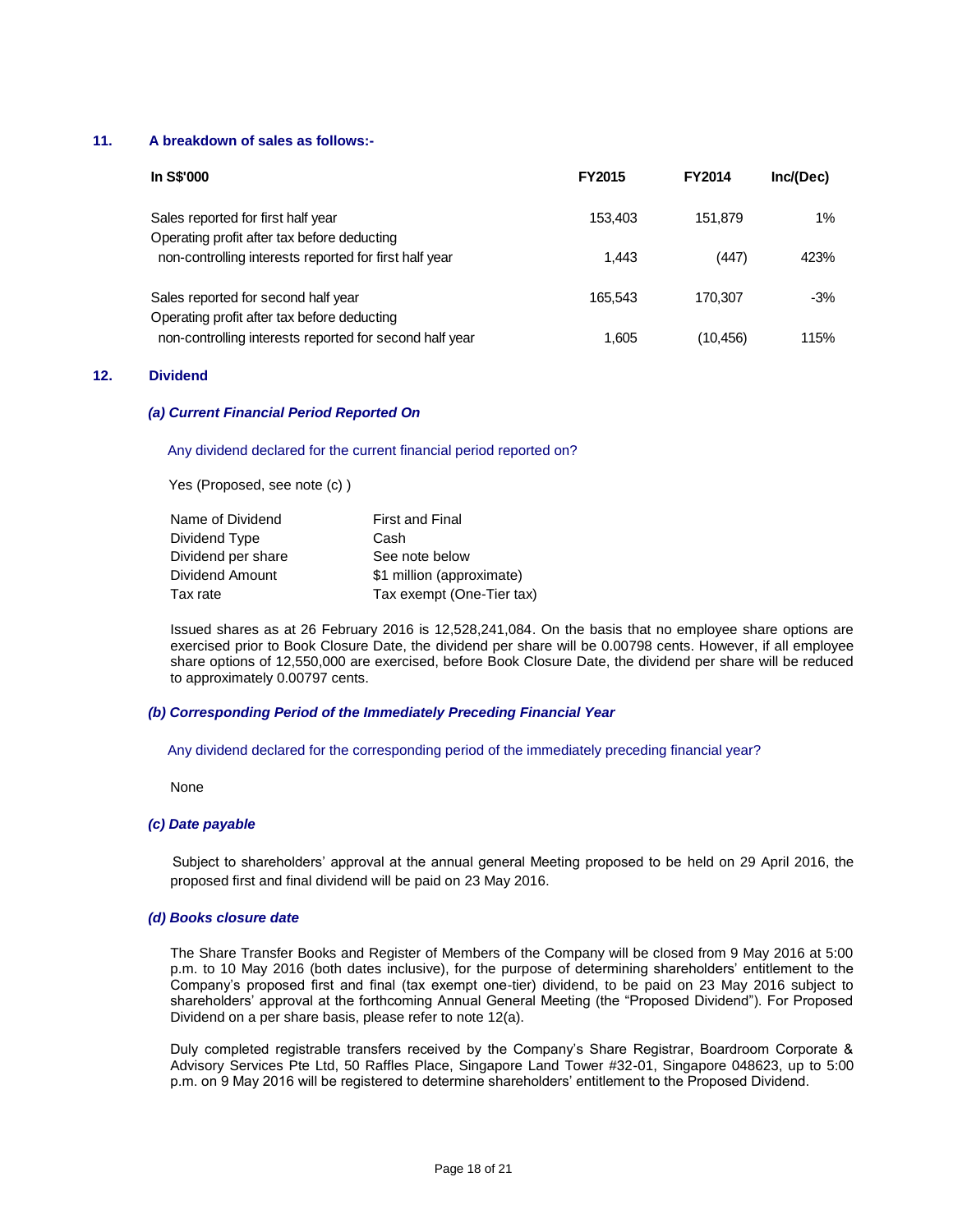## 11. A breakdown of sales as follows:-

| In S$'000 | FY2015 | FY2014 | Inc/(Dec) |
|---|---|---|---|
| Sales reported for first half year | 153,403 | 151,879 | 1% |
| Operating profit after tax before deducting non-controlling interests reported for first half year | 1,443 | (447) | 423% |
| Sales reported for second half year | 165,543 | 170,307 | -3% |
| Operating profit after tax before deducting non-controlling interests reported for second half year | 1,605 | (10,456) | 115% |

## 12. Dividend

### *(a) Current Financial Period Reported On*

Any dividend declared for the current financial period reported on?

Yes (Proposed, see note (c) )

| | |
|---|---|
| Name of Dividend | First and Final |
| Dividend Type | Cash |
| Dividend per share | See note below |
| Dividend Amount | $1 million (approximate) |
| Tax rate | Tax exempt (One-Tier tax) |

Issued shares as at 26 February 2016 is 12,528,241,084. On the basis that no employee share options are exercised prior to Book Closure Date, the dividend per share will be 0.00798 cents. However, if all employee share options of 12,550,000 are exercised, before Book Closure Date, the dividend per share will be reduced to approximately 0.00797 cents.

### *(b) Corresponding Period of the Immediately Preceding Financial Year*

Any dividend declared for the corresponding period of the immediately preceding financial year?

None

### *(c) Date payable*

Subject to shareholders' approval at the annual general Meeting proposed to be held on 29 April 2016, the proposed first and final dividend will be paid on 23 May 2016.

### *(d) Books closure date*

The Share Transfer Books and Register of Members of the Company will be closed from 9 May 2016 at 5:00 p.m. to 10 May 2016 (both dates inclusive), for the purpose of determining shareholders' entitlement to the Company's proposed first and final (tax exempt one-tier) dividend, to be paid on 23 May 2016 subject to shareholders' approval at the forthcoming Annual General Meeting (the "Proposed Dividend"). For Proposed Dividend on a per share basis, please refer to note 12(a).

Duly completed registrable transfers received by the Company's Share Registrar, Boardroom Corporate & Advisory Services Pte Ltd, 50 Raffles Place, Singapore Land Tower #32-01, Singapore 048623, up to 5:00 p.m. on 9 May 2016 will be registered to determine shareholders' entitlement to the Proposed Dividend.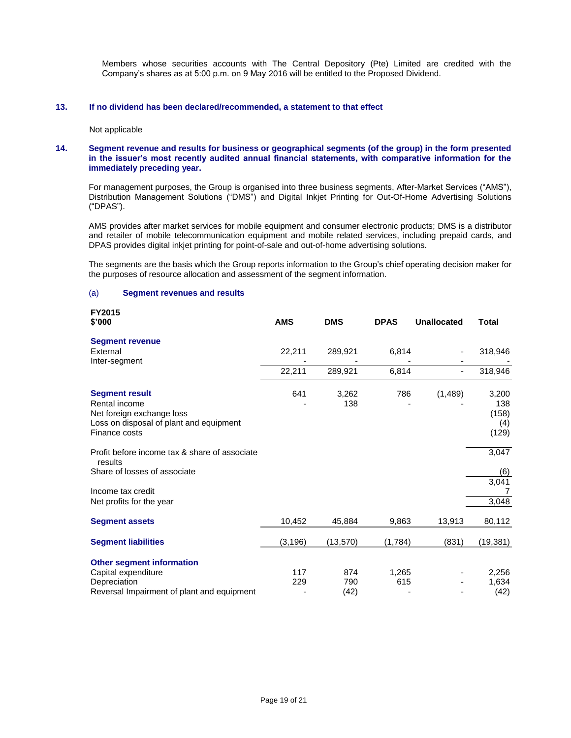Members whose securities accounts with The Central Depository (Pte) Limited are credited with the Company's shares as at 5:00 p.m. on 9 May 2016 will be entitled to the Proposed Dividend.

### 13. If no dividend has been declared/recommended, a statement to that effect

Not applicable

### 14. Segment revenue and results for business or geographical segments (of the group) in the form presented in the issuer's most recently audited annual financial statements, with comparative information for the immediately preceding year.

For management purposes, the Group is organised into three business segments, After-Market Services ("AMS"), Distribution Management Solutions ("DMS") and Digital Inkjet Printing for Out-Of-Home Advertising Solutions ("DPAS").

AMS provides after market services for mobile equipment and consumer electronic products; DMS is a distributor and retailer of mobile telecommunication equipment and mobile related services, including prepaid cards, and DPAS provides digital inkjet printing for point-of-sale and out-of-home advertising solutions.

The segments are the basis which the Group reports information to the Group's chief operating decision maker for the purposes of resource allocation and assessment of the segment information.

#### (a) Segment revenues and results

| FY2015 $'000 | AMS | DMS | DPAS | Unallocated | Total |
|---|---|---|---|---|---|
| **Segment revenue** | | | | | |
| External | 22,211 | 289,921 | 6,814 | - | 318,946 |
| Inter-segment | - | - | - | - | - |
| | 22,211 | 289,921 | 6,814 | - | 318,946 |
| **Segment result** | 641 | 3,262 | 786 | (1,489) | 3,200 |
| Rental income | - | 138 | - | - | 138 |
| Net foreign exchange loss | | | | | (158) |
| Loss on disposal of plant and equipment | | | | | (4) |
| Finance costs | | | | | (129) |
| Profit before income tax & share of associate results | | | | | 3,047 |
| Share of losses of associate | | | | | (6) |
| | | | | | 3,041 |
| Income tax credit | | | | | 7 |
| Net profits for the year | | | | | 3,048 |
| **Segment assets** | 10,452 | 45,884 | 9,863 | 13,913 | 80,112 |
| **Segment liabilities** | (3,196) | (13,570) | (1,784) | (831) | (19,381) |
| **Other segment information** | | | | | |
| Capital expenditure | 117 | 874 | 1,265 | - | 2,256 |
| Depreciation | 229 | 790 | 615 | - | 1,634 |
| Reversal Impairment of plant and equipment | - | (42) | - | - | (42) |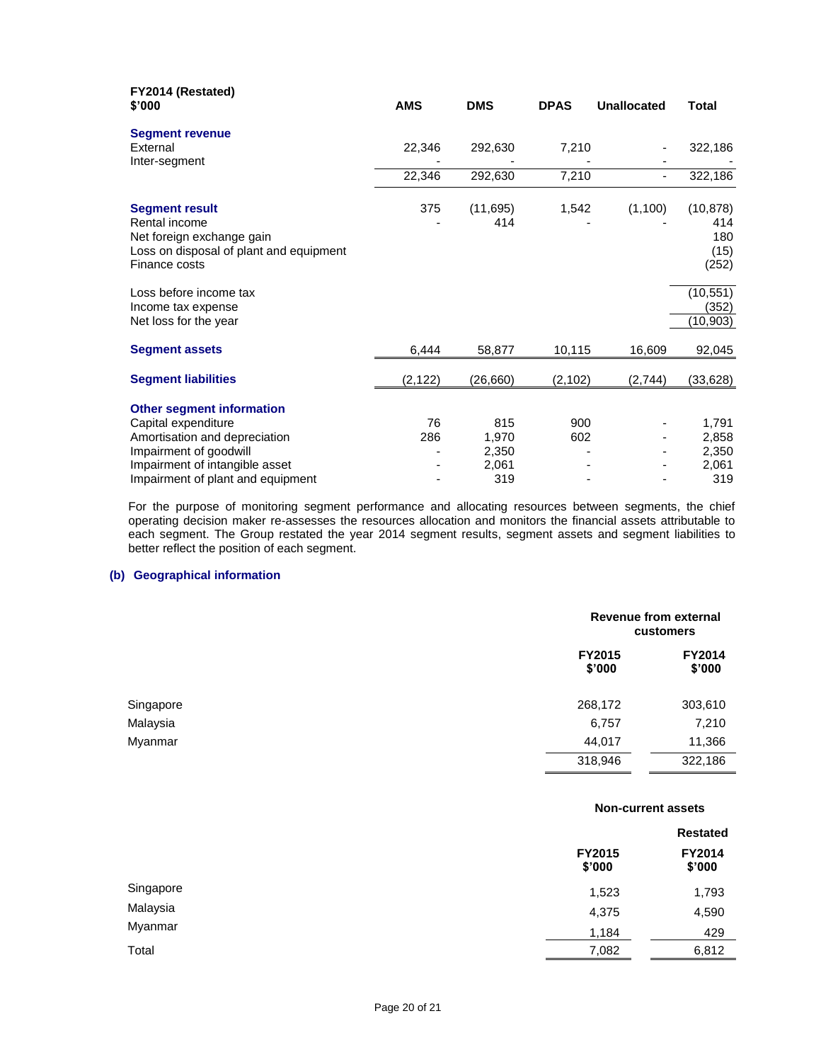| FY2014 (Restated) \$'000 | AMS | DMS | DPAS | Unallocated | Total |
|---|---|---|---|---|---|
| **Segment revenue** | | | | | |
| External | 22,346 | 292,630 | 7,210 | - | 322,186 |
| Inter-segment | - | - | - | - | - |
| | 22,346 | 292,630 | 7,210 | - | 322,186 |
| | | | | | |
| **Segment result** | 375 | (11,695) | 1,542 | (1,100) | (10,878) |
| Rental income | - | 414 | - | - | 414 |
| Net foreign exchange gain | | | | | 180 |
| Loss on disposal of plant and equipment | | | | | (15) |
| Finance costs | | | | | (252) |
| | | | | | |
| Loss before income tax | | | | | (10,551) |
| Income tax expense | | | | | (352) |
| Net loss for the year | | | | | (10,903) |
| | | | | | |
| **Segment assets** | 6,444 | 58,877 | 10,115 | 16,609 | 92,045 |
| | | | | | |
| **Segment liabilities** | (2,122) | (26,660) | (2,102) | (2,744) | (33,628) |
| | | | | | |
| **Other segment information** | | | | | |
| Capital expenditure | 76 | 815 | 900 | - | 1,791 |
| Amortisation and depreciation | 286 | 1,970 | 602 | - | 2,858 |
| Impairment of goodwill | - | 2,350 | - | - | 2,350 |
| Impairment of intangible asset | - | 2,061 | - | - | 2,061 |
| Impairment of plant and equipment | - | 319 | - | - | 319 |

For the purpose of monitoring segment performance and allocating resources between segments, the chief operating decision maker re-assesses the resources allocation and monitors the financial assets attributable to each segment. The Group restated the year 2014 segment results, segment assets and segment liabilities to better reflect the position of each segment.

### (b) Geographical information

| | Revenue from external customers | |
|---|---|---|
| | FY2015 \$'000 | FY2014 \$'000 |
| Singapore | 268,172 | 303,610 |
| Malaysia | 6,757 | 7,210 |
| Myanmar | 44,017 | 11,366 |
| | 318,946 | 322,186 |

| | Non-current assets | |
|---|---|---|
| | | Restated |
| | FY2015 \$'000 | FY2014 \$'000 |
| Singapore | 1,523 | 1,793 |
| Malaysia | 4,375 | 4,590 |
| Myanmar | 1,184 | 429 |
| Total | 7,082 | 6,812 |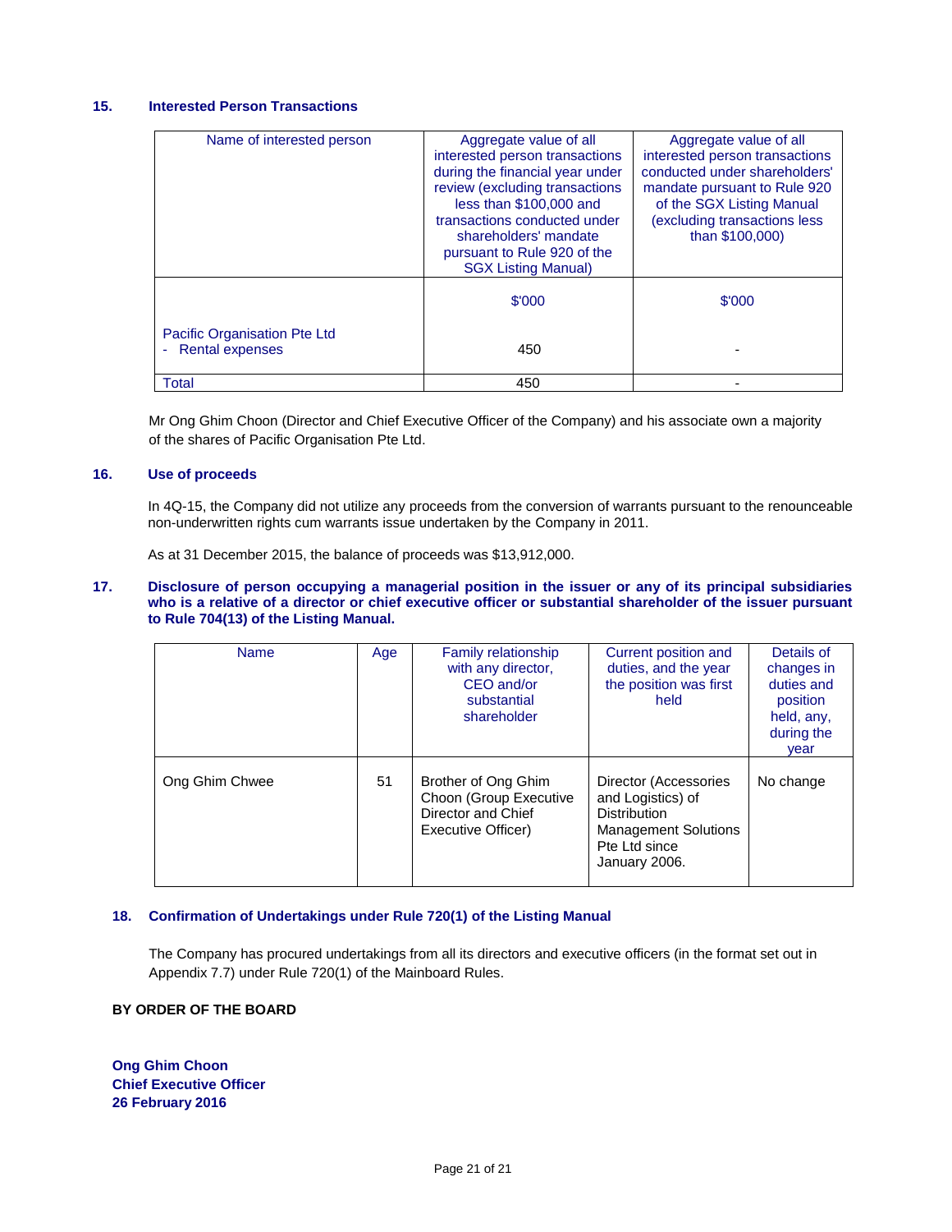## 15. Interested Person Transactions

| Name of interested person | Aggregate value of all interested person transactions during the financial year under review (excluding transactions less than $100,000 and transactions conducted under shareholders' mandate pursuant to Rule 920 of the SGX Listing Manual) | Aggregate value of all interested person transactions conducted under shareholders' mandate pursuant to Rule 920 of the SGX Listing Manual (excluding transactions less than $100,000) |
|---|---|---|
| | $'000 | $'000 |
| Pacific Organisation Pte Ltd<br>- Rental expenses | 450 | - |
| Total | 450 | - |

Mr Ong Ghim Choon (Director and Chief Executive Officer of the Company) and his associate own a majority of the shares of Pacific Organisation Pte Ltd.

## 16. Use of proceeds

In 4Q-15, the Company did not utilize any proceeds from the conversion of warrants pursuant to the renounceable non-underwritten rights cum warrants issue undertaken by the Company in 2011.

As at 31 December 2015, the balance of proceeds was $13,912,000.

## 17. Disclosure of person occupying a managerial position in the issuer or any of its principal subsidiaries who is a relative of a director or chief executive officer or substantial shareholder of the issuer pursuant to Rule 704(13) of the Listing Manual.

| Name | Age | Family relationship with any director, CEO and/or substantial shareholder | Current position and duties, and the year the position was first held | Details of changes in duties and position held, any, during the year |
|---|---|---|---|---|
| Ong Ghim Chwee | 51 | Brother of Ong Ghim Choon (Group Executive Director and Chief Executive Officer) | Director (Accessories and Logistics) of Distribution Management Solutions Pte Ltd since January 2006. | No change |

## 18. Confirmation of Undertakings under Rule 720(1) of the Listing Manual

The Company has procured undertakings from all its directors and executive officers (in the format set out in Appendix 7.7) under Rule 720(1) of the Mainboard Rules.

**BY ORDER OF THE BOARD**

**Ong Ghim Choon**
**Chief Executive Officer**
**26 February 2016**